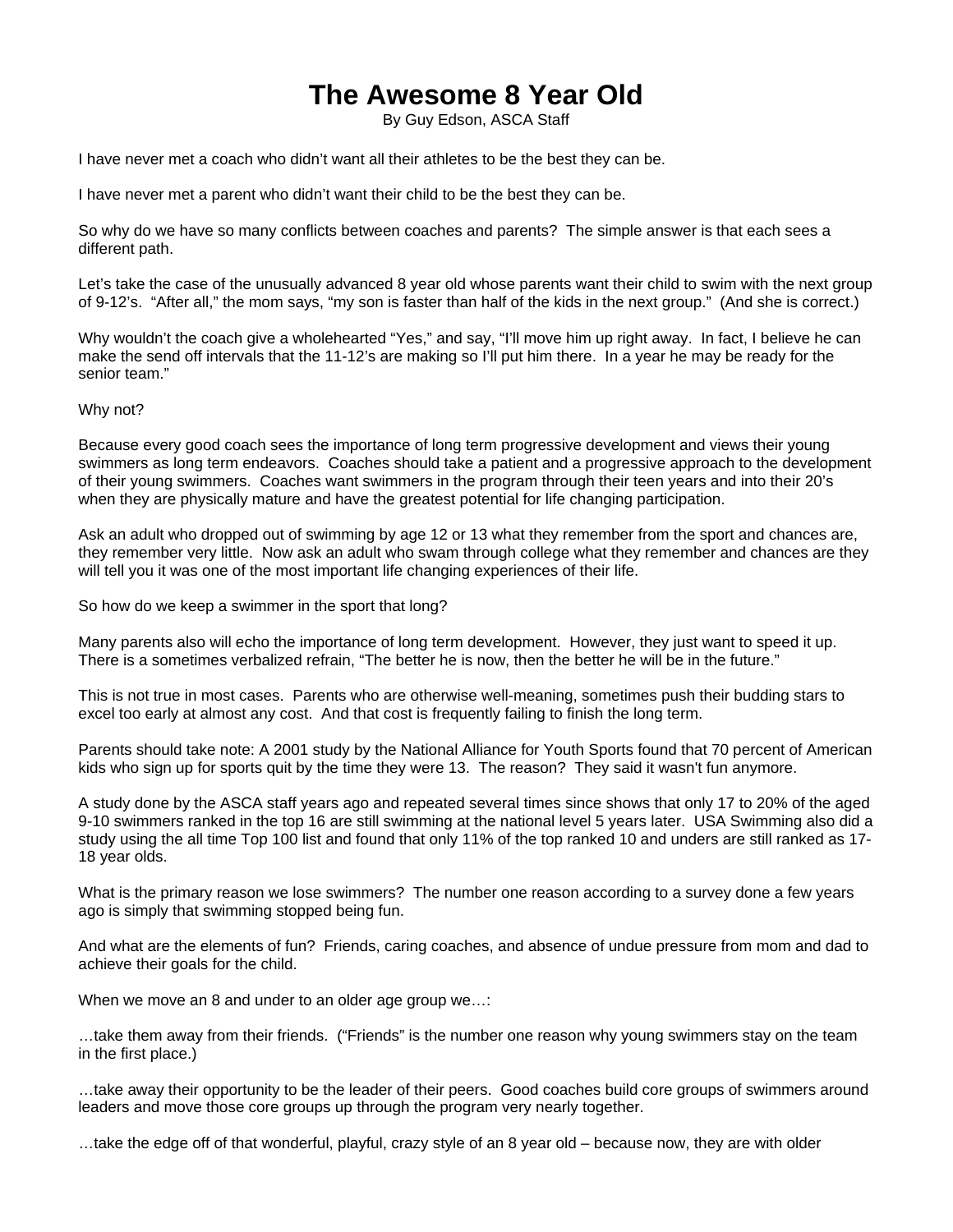# The Awesome 8 Year Old

By Guy Edson, ASCA Staff

I have never met a coach who didn't want all their athletes to be the best they can be.

I have never met a parent who didn't want their child to be the best they can be.

So why do we have so many conflicts between coaches and parents? The simple answer is that each sees a different path.

Let's take the case of the unusually advanced 8 year old whose parents want their child to swim with the next group of 9-12's. "After all," the mom says, "my son is faster than half of the kids in the next group." (And she is correct.)

Why wouldn't the coach give a wholehearted "Yes," and say, "I'll move him up right away. In fact, I believe he can make the send off intervals that the 11-12's are making so I'll put him there. In a year he may be ready for the senior team."

Why not?

Because every good coach sees the importance of long term progressive development and views their young swimmers as long term endeavors. Coaches should take a patient and a progressive approach to the development of their young swimmers. Coaches want swimmers in the program through their teen years and into their 20's when they are physically mature and have the greatest potential for life changing participation.

Ask an adult who dropped out of swimming by age 12 or 13 what they remember from the sport and chances are, they remember very little. Now ask an adult who swam through college what they remember and chances are they will tell you it was one of the most important life changing experiences of their life.

So how do we keep a swimmer in the sport that long?

Many parents also will echo the importance of long term development. However, they just want to speed it up. There is a sometimes verbalized refrain, "The better he is now, then the better he will be in the future."

This is not true in most cases. Parents who are otherwise well-meaning, sometimes push their budding stars to excel too early at almost any cost. And that cost is frequently failing to finish the long term.

Parents should take note: A 2001 study by the National Alliance for Youth Sports found that 70 percent of American kids who sign up for sports quit by the time they were 13. The reason? They said it wasn't fun anymore.

A study done by the ASCA staff years ago and repeated several times since shows that only 17 to 20% of the aged 9-10 swimmers ranked in the top 16 are still swimming at the national level 5 years later. USA Swimming also did a study using the all time Top 100 list and found that only 11% of the top ranked 10 and unders are still ranked as 17-18 year olds.

What is the primary reason we lose swimmers? The number one reason according to a survey done a few years ago is simply that swimming stopped being fun.

And what are the elements of fun? Friends, caring coaches, and absence of undue pressure from mom and dad to achieve their goals for the child.

When we move an 8 and under to an older age group we…:

…take them away from their friends. ("Friends" is the number one reason why young swimmers stay on the team in the first place.)

…take away their opportunity to be the leader of their peers. Good coaches build core groups of swimmers around leaders and move those core groups up through the program very nearly together.

…take the edge off of that wonderful, playful, crazy style of an 8 year old – because now, they are with older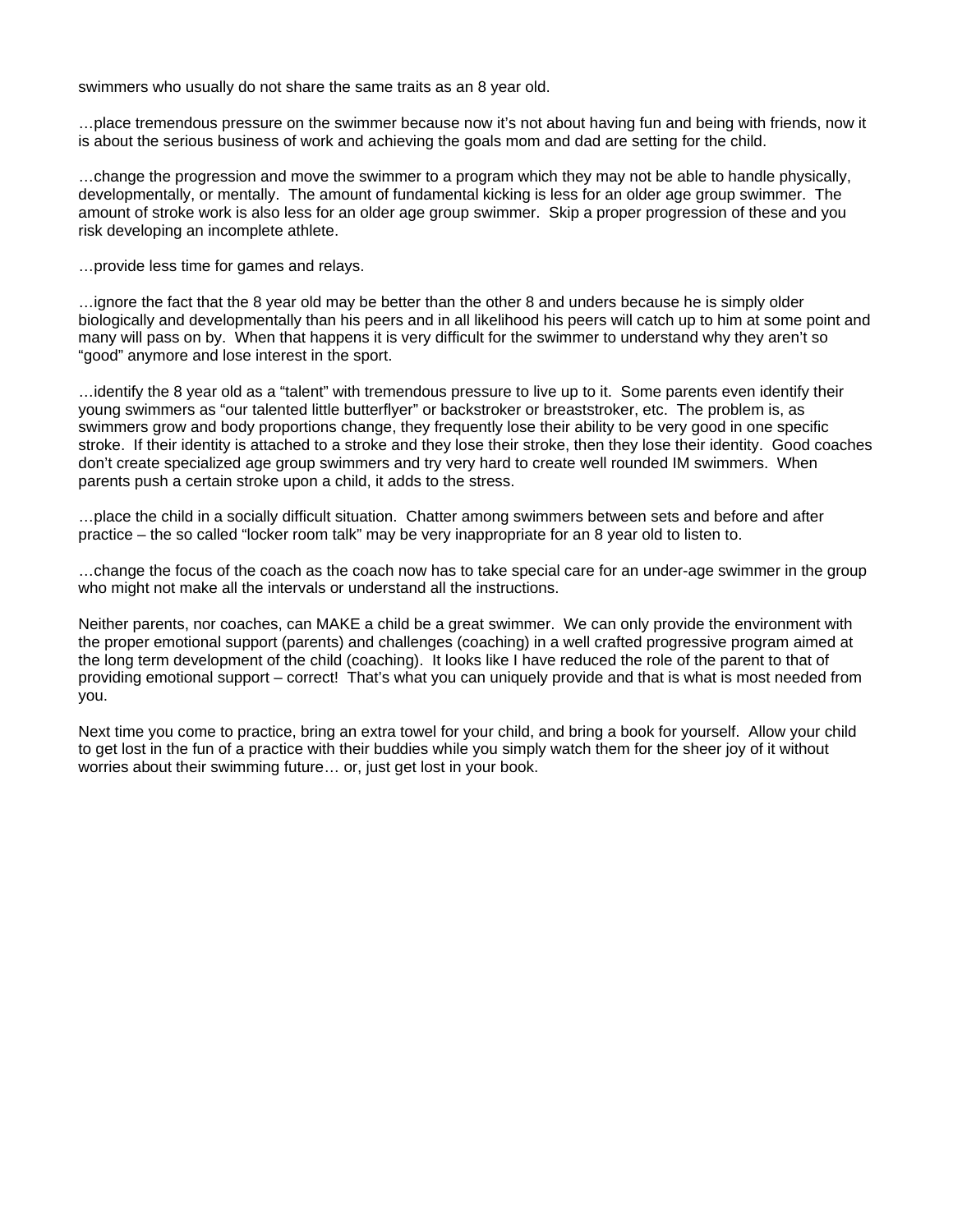swimmers who usually do not share the same traits as an 8 year old.

…place tremendous pressure on the swimmer because now it's not about having fun and being with friends, now it is about the serious business of work and achieving the goals mom and dad are setting for the child.

…change the progression and move the swimmer to a program which they may not be able to handle physically, developmentally, or mentally. The amount of fundamental kicking is less for an older age group swimmer. The amount of stroke work is also less for an older age group swimmer. Skip a proper progression of these and you risk developing an incomplete athlete.

…provide less time for games and relays.

…ignore the fact that the 8 year old may be better than the other 8 and unders because he is simply older biologically and developmentally than his peers and in all likelihood his peers will catch up to him at some point and many will pass on by. When that happens it is very difficult for the swimmer to understand why they aren't so "good" anymore and lose interest in the sport.

…identify the 8 year old as a "talent" with tremendous pressure to live up to it. Some parents even identify their young swimmers as "our talented little butterflyer" or backstroker or breaststroker, etc. The problem is, as swimmers grow and body proportions change, they frequently lose their ability to be very good in one specific stroke. If their identity is attached to a stroke and they lose their stroke, then they lose their identity. Good coaches don't create specialized age group swimmers and try very hard to create well rounded IM swimmers. When parents push a certain stroke upon a child, it adds to the stress.

…place the child in a socially difficult situation. Chatter among swimmers between sets and before and after practice – the so called "locker room talk" may be very inappropriate for an 8 year old to listen to.

…change the focus of the coach as the coach now has to take special care for an under-age swimmer in the group who might not make all the intervals or understand all the instructions.

Neither parents, nor coaches, can MAKE a child be a great swimmer. We can only provide the environment with the proper emotional support (parents) and challenges (coaching) in a well crafted progressive program aimed at the long term development of the child (coaching). It looks like I have reduced the role of the parent to that of providing emotional support – correct! That's what you can uniquely provide and that is what is most needed from you.

Next time you come to practice, bring an extra towel for your child, and bring a book for yourself. Allow your child to get lost in the fun of a practice with their buddies while you simply watch them for the sheer joy of it without worries about their swimming future… or, just get lost in your book.